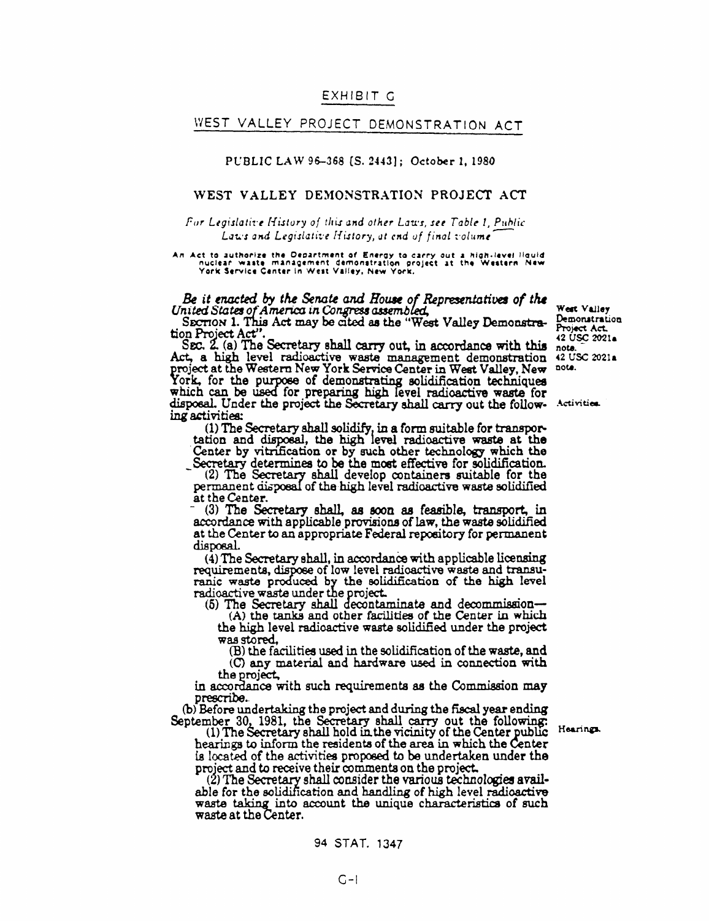EXHIBIT G

# WEST VALLEY PROJECT DEMONSTRATION ACT

PUBLIC LAW 96–368 [S. 2443]; October 1, 1980

## WEST VALLEY DEMONSTRATION PROJECT ACT

*For Legislative History of this and other Laws, see Table 1, Public Laws and Legislative History, at end of final volume*

An Act to authorize the Department of Energy to carry out a high-level liquid nuclear waste management demonstration project at the Western New York Service Center in West Valley, New York.

*Be it enacted by the Senate and House of Representatives of the United States of America in Congress assembled,*

West Valley Demonstration Project Act. 42 USC 2021a note.

SECTION 1. This Act may be cited as the "West Valley Demonstration Project Act".

42 USC 2021a note.

SEC. 2. (a) The Secretary shall carry out, in accordance with this Act, a high level radioactive waste management demonstration project at the Western New York Service Center in West Valley, New York, for the purpose of demonstrating solidification techniques which can be used for preparing high level radioactive waste for disposal. Under the project the Secretary shall carry out the following activities:

Activities.

(1) The Secretary shall solidify, in a form suitable for transportation and disposal, the high level radioactive waste at the Center by vitrification or by such other technology which the Secretary determines to be the most effective for solidification.

(2) The Secretary shall develop containers suitable for the permanent disposal of the high level radioactive waste solidified at the Center.

(3) The Secretary shall, as soon as feasible, transport, in accordance with applicable provisions of law, the waste solidified at the Center to an appropriate Federal repository for permanent disposal.

(4) The Secretary shall, in accordance with applicable licensing requirements, dispose of low level radioactive waste and transuranic waste produced by the solidification of the high level radioactive waste under the project.

(5) The Secretary shall decontaminate and decommission—

(A) the tanks and other facilities of the Center in which the high level radioactive waste solidified under the project was stored,

(B) the facilities used in the solidification of the waste, and

(C) any material and hardware used in connection with the project,

in accordance with such requirements as the Commission may prescribe.

(b) Before undertaking the project and during the fiscal year ending September 30, 1981, the Secretary shall carry out the following:

Hearings.

(1) The Secretary shall hold in the vicinity of the Center public hearings to inform the residents of the area in which the Center is located of the activities proposed to be undertaken under the project and to receive their comments on the project.

(2) The Secretary shall consider the various technologies available for the solidification and handling of high level radioactive waste taking into account the unique characteristics of such waste at the Center.

94 STAT. 1347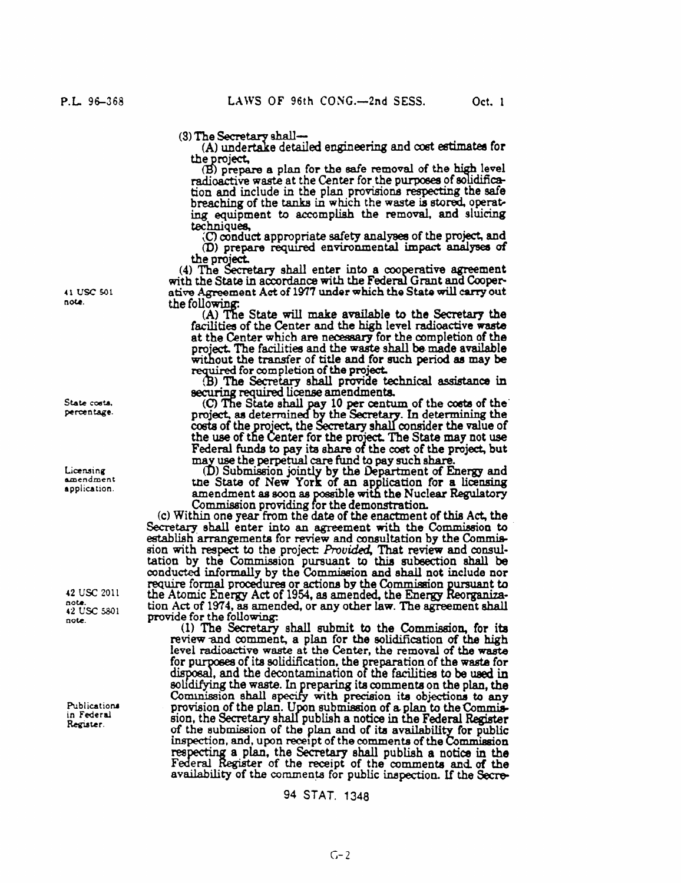(3) The Secretary shall—

(A) undertake detailed engineering and cost estimates for the project,

(B) prepare a plan for the safe removal of the high level radioactive waste at the Center for the purposes of solidification and include in the plan provisions respecting the safe breaching of the tanks in which the waste is stored, operating equipment to accomplish the removal, and sluicing techniques,

(C) conduct appropriate safety analyses of the project, and

(D) prepare required environmental impact analyses of the project.

(4) The Secretary shall enter into a cooperative agreement with the State in accordance with the Federal Grant and Cooperative Agreement Act of 1977 under which the State will carry out the following:

41 USC 501 note.

(A) The State will make available to the Secretary the facilities of the Center and the high level radioactive waste at the Center which are necessary for the completion of the project. The facilities and the waste shall be made available without the transfer of title and for such period as may be required for completion of the project.

(B) The Secretary shall provide technical assistance in securing required license amendments.

State costs, percentage.

(C) The State shall pay 10 per centum of the costs of the project, as determined by the Secretary. In determining the costs of the project, the Secretary shall consider the value of the use of the Center for the project. The State may not use Federal funds to pay its share of the cost of the project, but may use the perpetual care fund to pay such share.

Licensing amendment application.

(D) Submission jointly by the Department of Energy and the State of New York of an application for a licensing amendment as soon as possible with the Nuclear Regulatory Commission providing for the demonstration.

(c) Within one year from the date of the enactment of this Act, the Secretary shall enter into an agreement with the Commission to establish arrangements for review and consultation by the Commission with respect to the project: *Provided*, That review and consultation by the Commission pursuant to this subsection shall be conducted informally by the Commission and shall not include nor require formal procedures or actions by the Commission pursuant to the Atomic Energy Act of 1954, as amended, the Energy Reorganization Act of 1974, as amended, or any other law. The agreement shall provide for the following:

42 USC 2011 note. 42 USC 5801 note.

(1) The Secretary shall submit to the Commission, for its review and comment, a plan for the solidification of the high level radioactive waste at the Center, the removal of the waste for purposes of its solidification, the preparation of the waste for disposal, and the decontamination of the facilities to be used in solidifying the waste. In preparing its comments on the plan, the Commission shall specify with precision its objections to any provision of the plan. Upon submission of a plan to the Commission, the Secretary shall publish a notice in the Federal Register of the submission of the plan and of its availability for public inspection, and, upon receipt of the comments of the Commission respecting a plan, the Secretary shall publish a notice in the Federal Register of the receipt of the comments and of the availability of the comments for public inspection. If the Secre-

Publications in Federal Register.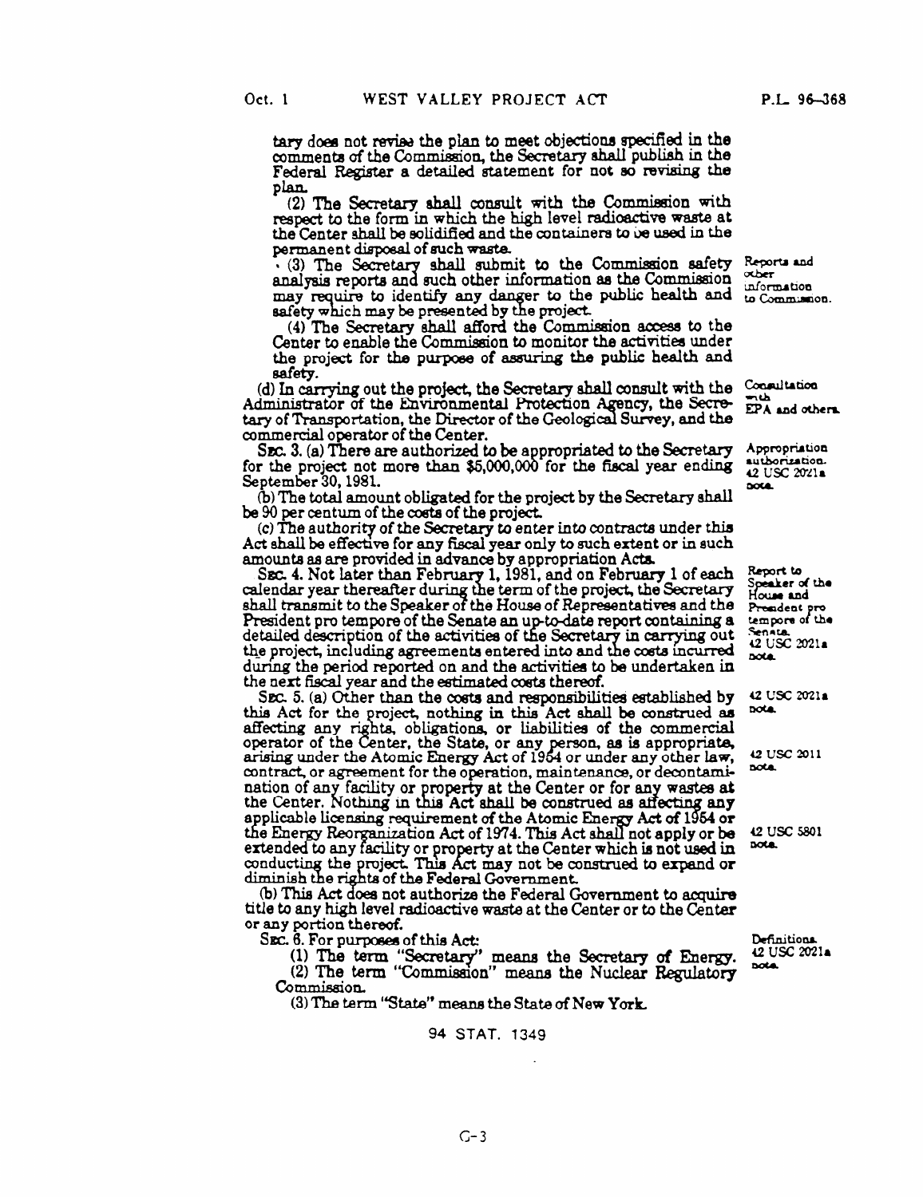tary does not revise the plan to meet objections specified in the comments of the Commission, the Secretary shall publish in the Federal Register a detailed statement for not so revising the plan.

(2) The Secretary shall consult with the Commission with respect to the form in which the high level radioactive waste at the Center shall be solidified and the containers to be used in the permanent disposal of such waste.

(3) The Secretary shall submit to the Commission safety analysis reports and such other information as the Commission may require to identify any danger to the public health and safety which may be presented by the project.

Reports and other information to Commission.

(4) The Secretary shall afford the Commission access to the Center to enable the Commission to monitor the activities under the project for the purpose of assuring the public health and safety.

(d) In carrying out the project, the Secretary shall consult with the Administrator of the Environmental Protection Agency, the Secretary of Transportation, the Director of the Geological Survey, and the commercial operator of the Center.

Consultation with EPA and others.

SEC. 3. (a) There are authorized to be appropriated to the Secretary for the project not more than $5,000,000 for the fiscal year ending September 30, 1981.

Appropriation authorization. 42 USC 2021a note.

(b) The total amount obligated for the project by the Secretary shall be 90 per centum of the costs of the project.

(c) The authority of the Secretary to enter into contracts under this Act shall be effective for any fiscal year only to such extent or in such amounts as are provided in advance by appropriation Acts.

SEC. 4. Not later than February 1, 1981, and on February 1 of each calendar year thereafter during the term of the project, the Secretary shall transmit to the Speaker of the House of Representatives and the President pro tempore of the Senate an up-to-date report containing a detailed description of the activities of the Secretary in carrying out the project, including agreements entered into and the costs incurred during the period reported on and the activities to be undertaken in the next fiscal year and the estimated costs thereof.

Report to Speaker of the House and President pro tempore of the Senate. 42 USC 2021a note.

SEC. 5. (a) Other than the costs and responsibilities established by this Act for the project, nothing in this Act shall be construed as affecting any rights, obligations, or liabilities of the commercial operator of the Center, the State, or any person, as is appropriate, arising under the Atomic Energy Act of 1954 or under any other law, contract, or agreement for the operation, maintenance, or decontamination of any facility or property at the Center or for any wastes at the Center. Nothing in this Act shall be construed as affecting any applicable licensing requirement of the Atomic Energy Act of 1954 or the Energy Reorganization Act of 1974. This Act shall not apply or be extended to any facility or property at the Center which is not used in conducting the project. This Act may not be construed to expand or diminish the rights of the Federal Government.

42 USC 2021a note.

42 USC 2011 note.

42 USC 5801 note.

(b) This Act does not authorize the Federal Government to acquire title to any high level radioactive waste at the Center or to the Center or any portion thereof.

SEC. 6. For purposes of this Act:

Definitions. 42 USC 2021a note.

(1) The term "Secretary" means the Secretary of Energy.

(2) The term "Commission" means the Nuclear Regulatory Commission.

(3) The term "State" means the State of New York.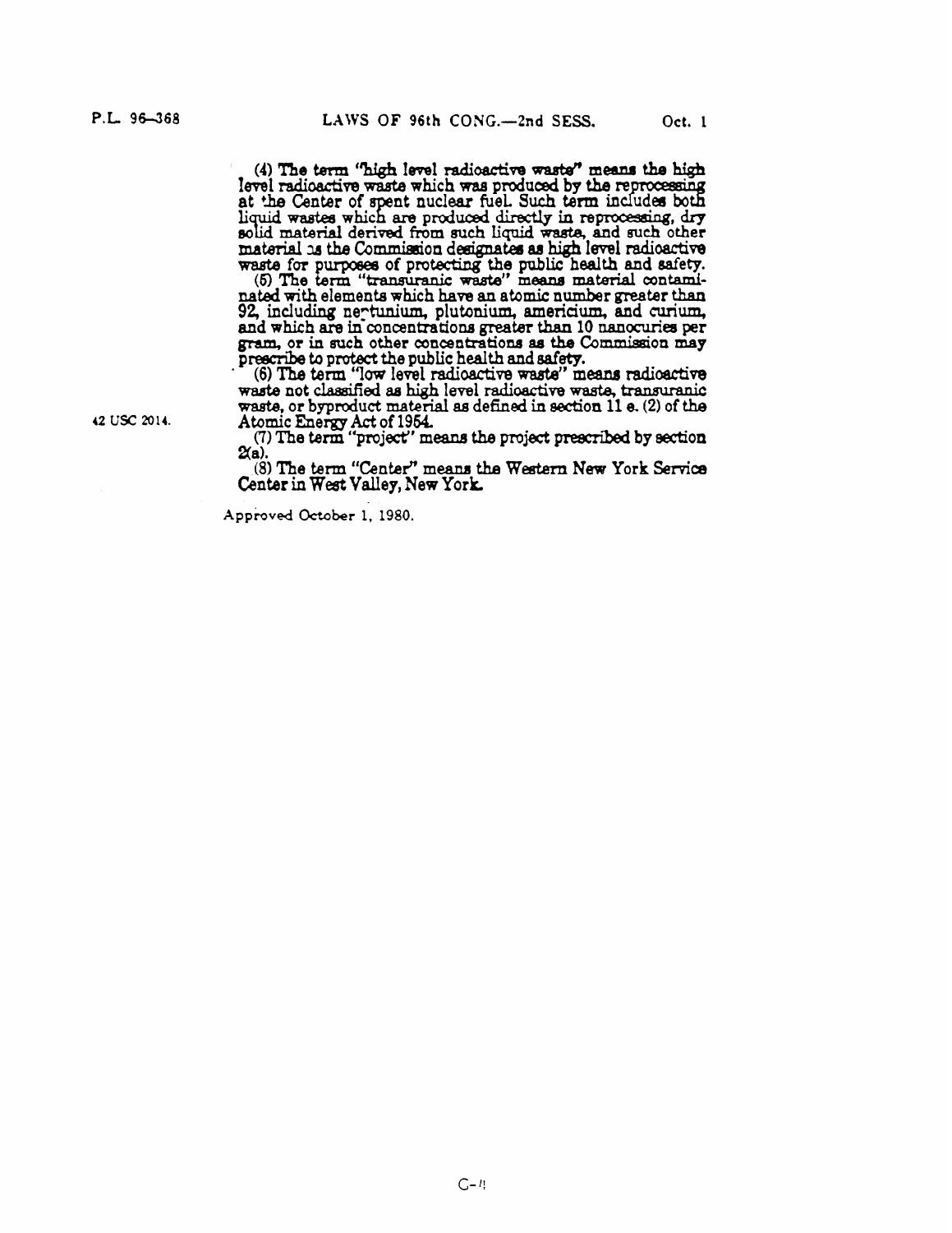(4) The term "high level radioactive waste" means the high level radioactive waste which was produced by the reprocessing at the Center of spent nuclear fuel. Such term includes both liquid wastes which are produced directly in reprocessing, dry solid material derived from such liquid waste, and such other material as the Commission designates as high level radioactive waste for purposes of protecting the public health and safety.

(5) The term "transuranic waste" means material contaminated with elements which have an atomic number greater than 92, including neptunium, plutonium, americium, and curium, and which are in concentrations greater than 10 nanocuries per gram, or in such other concentrations as the Commission may prescribe to protect the public health and safety.

(6) The term "low level radioactive waste" means radioactive waste not classified as high level radioactive waste, transuranic waste, or byproduct material as defined in section 11 e. (2) of the Atomic Energy Act of 1954.

42 USC 2014.

(7) The term "project" means the project prescribed by section 2(a).

(8) The term "Center" means the Western New York Service Center in West Valley, New York.

Approved October 1, 1980.